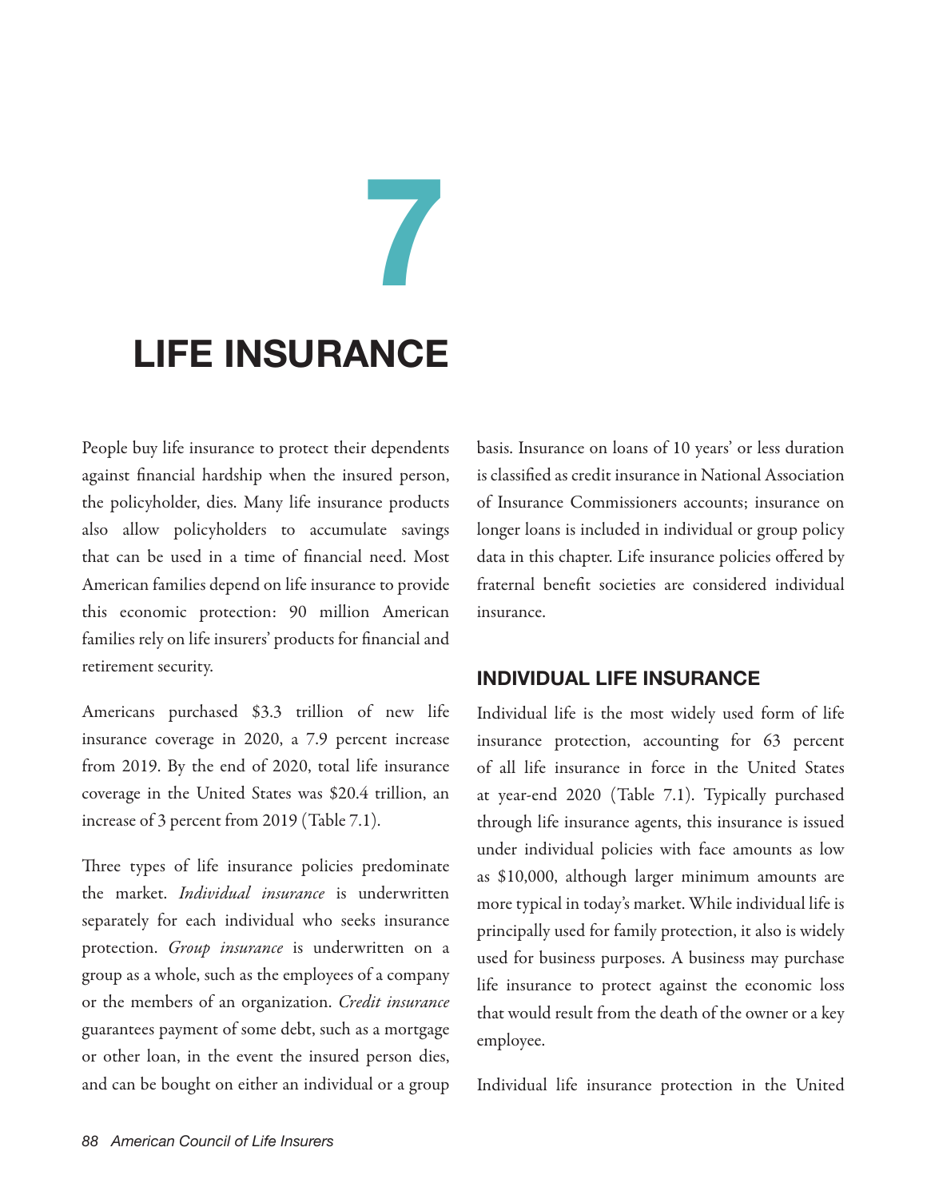# 7

# LIFE INSURANCE

People buy life insurance to protect their dependents against financial hardship when the insured person, the policyholder, dies. Many life insurance products also allow policyholders to accumulate savings that can be used in a time of financial need. Most American families depend on life insurance to provide this economic protection: 90 million American families rely on life insurers' products for financial and retirement security.

Americans purchased $3.3 trillion of new life insurance coverage in 2020, a 7.9 percent increase from 2019. By the end of 2020, total life insurance coverage in the United States was $20.4 trillion, an increase of 3 percent from 2019 (Table 7.1).

Three types of life insurance policies predominate the market. *Individual insurance* is underwritten separately for each individual who seeks insurance protection. *Group insurance* is underwritten on a group as a whole, such as the employees of a company or the members of an organization. *Credit insurance* guarantees payment of some debt, such as a mortgage or other loan, in the event the insured person dies, and can be bought on either an individual or a group basis. Insurance on loans of 10 years' or less duration is classified as credit insurance in National Association of Insurance Commissioners accounts; insurance on longer loans is included in individual or group policy data in this chapter. Life insurance policies offered by fraternal benefit societies are considered individual insurance.

## INDIVIDUAL LIFE INSURANCE

Individual life is the most widely used form of life insurance protection, accounting for 63 percent of all life insurance in force in the United States at year-end 2020 (Table 7.1). Typically purchased through life insurance agents, this insurance is issued under individual policies with face amounts as low as $10,000, although larger minimum amounts are more typical in today's market. While individual life is principally used for family protection, it also is widely used for business purposes. A business may purchase life insurance to protect against the economic loss that would result from the death of the owner or a key employee.

Individual life insurance protection in the United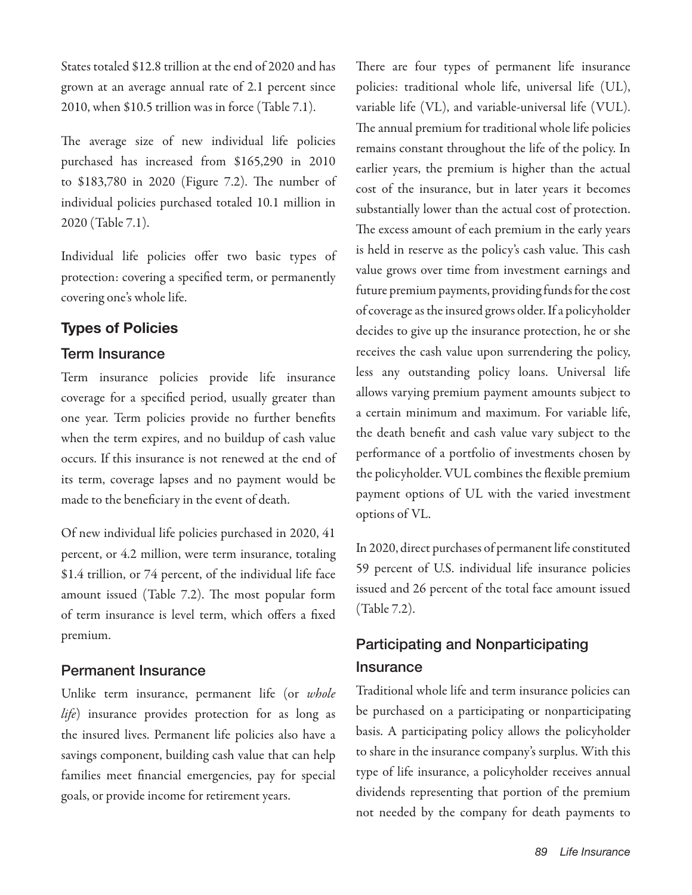States totaled $12.8 trillion at the end of 2020 and has grown at an average annual rate of 2.1 percent since 2010, when $10.5 trillion was in force (Table 7.1).

The average size of new individual life policies purchased has increased from $165,290 in 2010 to $183,780 in 2020 (Figure 7.2). The number of individual policies purchased totaled 10.1 million in 2020 (Table 7.1).

Individual life policies offer two basic types of protection: covering a specified term, or permanently covering one's whole life.

## Types of Policies

### Term Insurance

Term insurance policies provide life insurance coverage for a specified period, usually greater than one year. Term policies provide no further benefits when the term expires, and no buildup of cash value occurs. If this insurance is not renewed at the end of its term, coverage lapses and no payment would be made to the beneficiary in the event of death.

Of new individual life policies purchased in 2020, 41 percent, or 4.2 million, were term insurance, totaling $1.4 trillion, or 74 percent, of the individual life face amount issued (Table 7.2). The most popular form of term insurance is level term, which offers a fixed premium.

### Permanent Insurance

Unlike term insurance, permanent life (or *whole life*) insurance provides protection for as long as the insured lives. Permanent life policies also have a savings component, building cash value that can help families meet financial emergencies, pay for special goals, or provide income for retirement years.

There are four types of permanent life insurance policies: traditional whole life, universal life (UL), variable life (VL), and variable-universal life (VUL). The annual premium for traditional whole life policies remains constant throughout the life of the policy. In earlier years, the premium is higher than the actual cost of the insurance, but in later years it becomes substantially lower than the actual cost of protection. The excess amount of each premium in the early years is held in reserve as the policy's cash value. This cash value grows over time from investment earnings and future premium payments, providing funds for the cost of coverage as the insured grows older. If a policyholder decides to give up the insurance protection, he or she receives the cash value upon surrendering the policy, less any outstanding policy loans. Universal life allows varying premium payment amounts subject to a certain minimum and maximum. For variable life, the death benefit and cash value vary subject to the performance of a portfolio of investments chosen by the policyholder. VUL combines the flexible premium payment options of UL with the varied investment options of VL.

In 2020, direct purchases of permanent life constituted 59 percent of U.S. individual life insurance policies issued and 26 percent of the total face amount issued (Table 7.2).

### Participating and Nonparticipating Insurance

Traditional whole life and term insurance policies can be purchased on a participating or nonparticipating basis. A participating policy allows the policyholder to share in the insurance company's surplus. With this type of life insurance, a policyholder receives annual dividends representing that portion of the premium not needed by the company for death payments to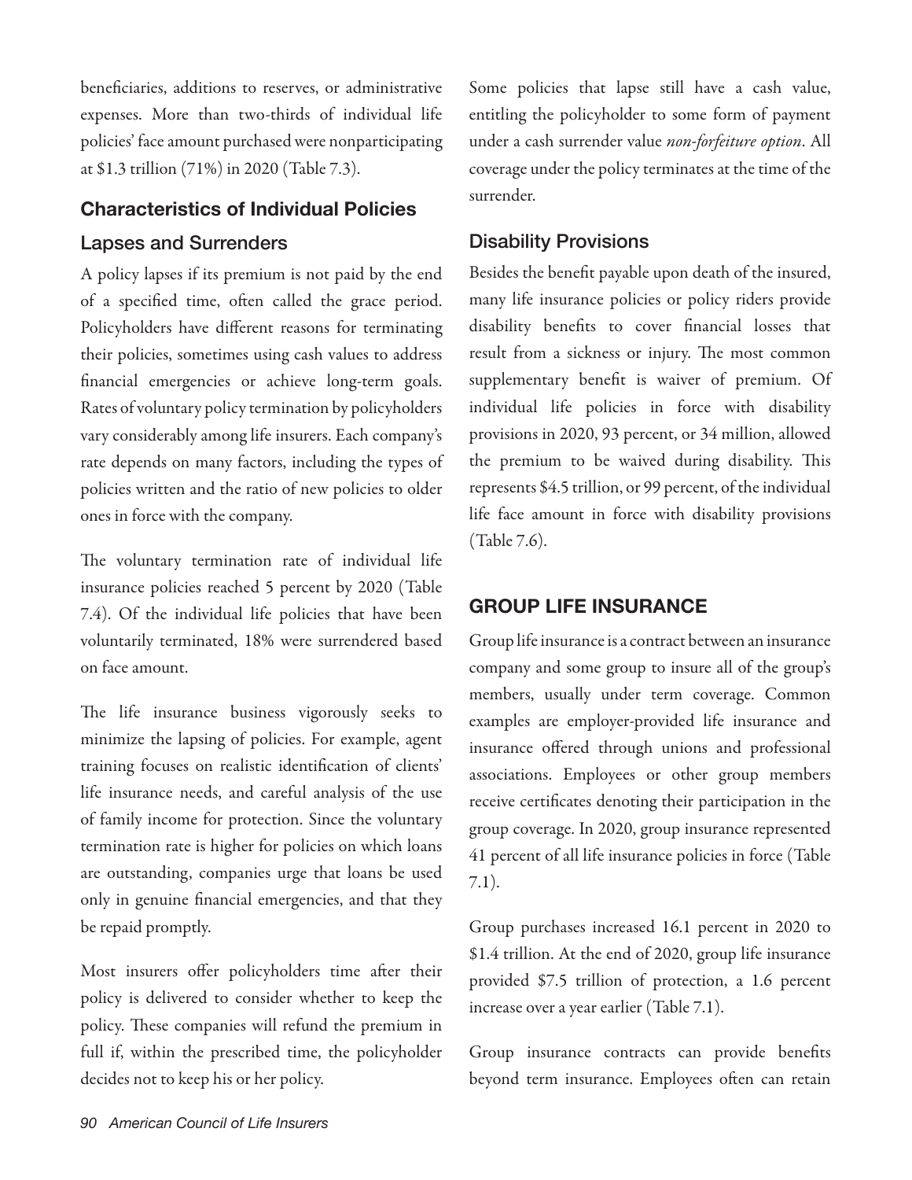beneficiaries, additions to reserves, or administrative expenses. More than two-thirds of individual life policies' face amount purchased were nonparticipating at $1.3 trillion (71%) in 2020 (Table 7.3).

## Characteristics of Individual Policies

### Lapses and Surrenders

A policy lapses if its premium is not paid by the end of a specified time, often called the grace period. Policyholders have different reasons for terminating their policies, sometimes using cash values to address financial emergencies or achieve long-term goals. Rates of voluntary policy termination by policyholders vary considerably among life insurers. Each company's rate depends on many factors, including the types of policies written and the ratio of new policies to older ones in force with the company.

The voluntary termination rate of individual life insurance policies reached 5 percent by 2020 (Table 7.4). Of the individual life policies that have been voluntarily terminated, 18% were surrendered based on face amount.

The life insurance business vigorously seeks to minimize the lapsing of policies. For example, agent training focuses on realistic identification of clients' life insurance needs, and careful analysis of the use of family income for protection. Since the voluntary termination rate is higher for policies on which loans are outstanding, companies urge that loans be used only in genuine financial emergencies, and that they be repaid promptly.

Most insurers offer policyholders time after their policy is delivered to consider whether to keep the policy. These companies will refund the premium in full if, within the prescribed time, the policyholder decides not to keep his or her policy.

Some policies that lapse still have a cash value, entitling the policyholder to some form of payment under a cash surrender value *non-forfeiture option*. All coverage under the policy terminates at the time of the surrender.

### Disability Provisions

Besides the benefit payable upon death of the insured, many life insurance policies or policy riders provide disability benefits to cover financial losses that result from a sickness or injury. The most common supplementary benefit is waiver of premium. Of individual life policies in force with disability provisions in 2020, 93 percent, or 34 million, allowed the premium to be waived during disability. This represents $4.5 trillion, or 99 percent, of the individual life face amount in force with disability provisions (Table 7.6).

## GROUP LIFE INSURANCE

Group life insurance is a contract between an insurance company and some group to insure all of the group's members, usually under term coverage. Common examples are employer-provided life insurance and insurance offered through unions and professional associations. Employees or other group members receive certificates denoting their participation in the group coverage. In 2020, group insurance represented 41 percent of all life insurance policies in force (Table 7.1).

Group purchases increased 16.1 percent in 2020 to $1.4 trillion. At the end of 2020, group life insurance provided $7.5 trillion of protection, a 1.6 percent increase over a year earlier (Table 7.1).

Group insurance contracts can provide benefits beyond term insurance. Employees often can retain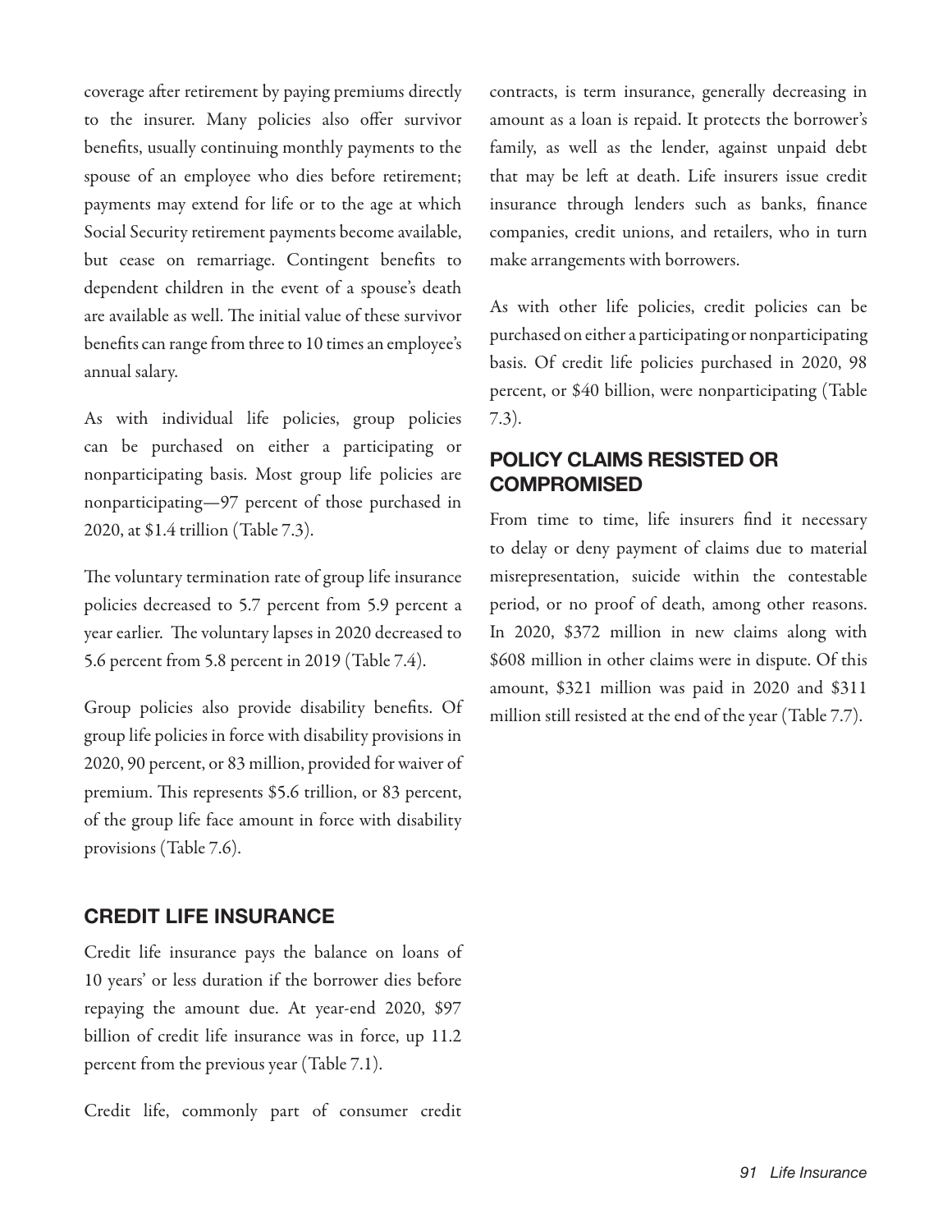coverage after retirement by paying premiums directly to the insurer. Many policies also offer survivor benefits, usually continuing monthly payments to the spouse of an employee who dies before retirement; payments may extend for life or to the age at which Social Security retirement payments become available, but cease on remarriage. Contingent benefits to dependent children in the event of a spouse's death are available as well. The initial value of these survivor benefits can range from three to 10 times an employee's annual salary.

As with individual life policies, group policies can be purchased on either a participating or nonparticipating basis. Most group life policies are nonparticipating—97 percent of those purchased in 2020, at $1.4 trillion (Table 7.3).

The voluntary termination rate of group life insurance policies decreased to 5.7 percent from 5.9 percent a year earlier. The voluntary lapses in 2020 decreased to 5.6 percent from 5.8 percent in 2019 (Table 7.4).

Group policies also provide disability benefits. Of group life policies in force with disability provisions in 2020, 90 percent, or 83 million, provided for waiver of premium. This represents $5.6 trillion, or 83 percent, of the group life face amount in force with disability provisions (Table 7.6).

## CREDIT LIFE INSURANCE

Credit life insurance pays the balance on loans of 10 years' or less duration if the borrower dies before repaying the amount due. At year-end 2020, $97 billion of credit life insurance was in force, up 11.2 percent from the previous year (Table 7.1).

Credit life, commonly part of consumer credit contracts, is term insurance, generally decreasing in amount as a loan is repaid. It protects the borrower's family, as well as the lender, against unpaid debt that may be left at death. Life insurers issue credit insurance through lenders such as banks, finance companies, credit unions, and retailers, who in turn make arrangements with borrowers.

As with other life policies, credit policies can be purchased on either a participating or nonparticipating basis. Of credit life policies purchased in 2020, 98 percent, or $40 billion, were nonparticipating (Table 7.3).

## POLICY CLAIMS RESISTED OR COMPROMISED

From time to time, life insurers find it necessary to delay or deny payment of claims due to material misrepresentation, suicide within the contestable period, or no proof of death, among other reasons. In 2020, $372 million in new claims along with $608 million in other claims were in dispute. Of this amount, $321 million was paid in 2020 and $311 million still resisted at the end of the year (Table 7.7).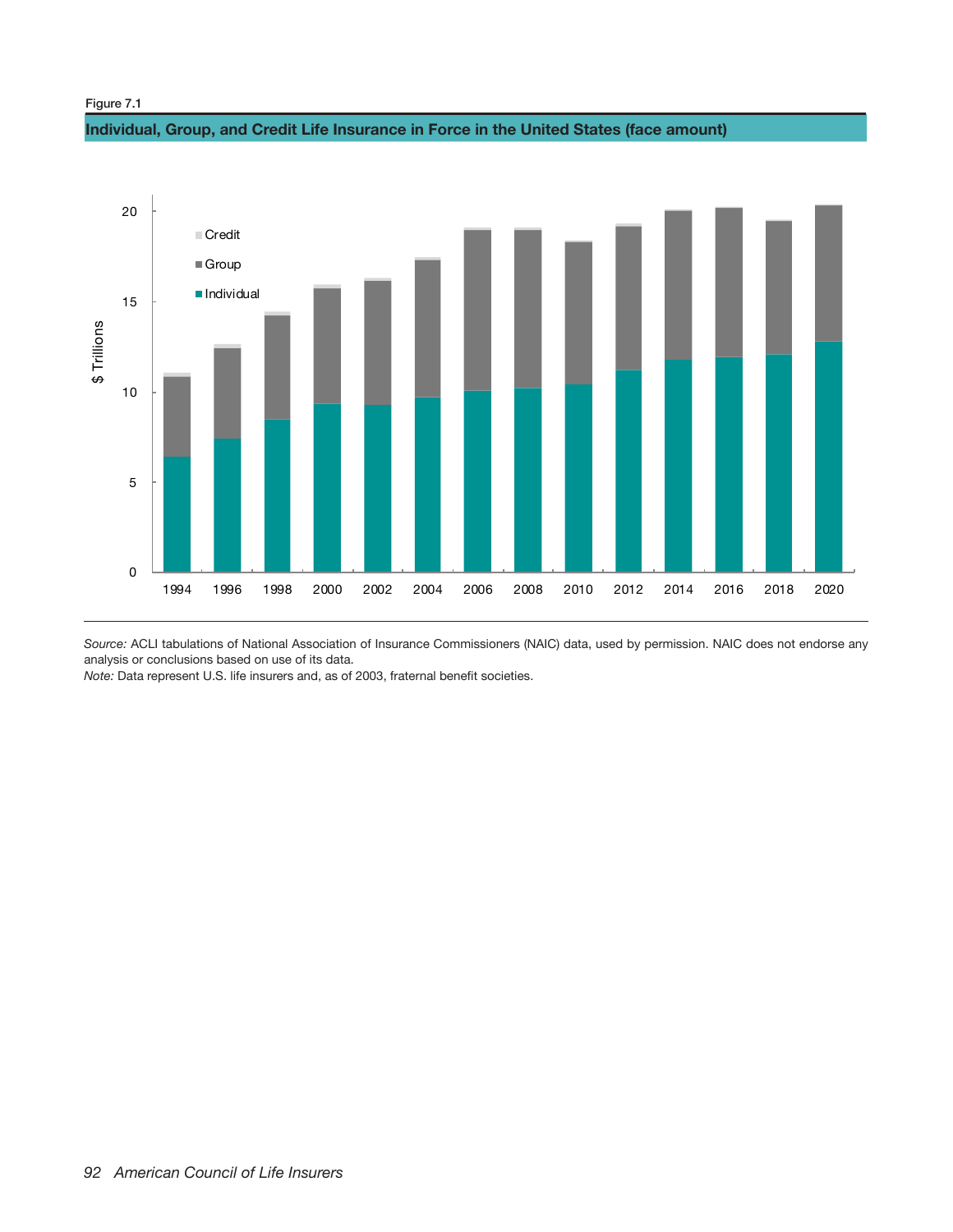Figure 7.1

**Individual, Group, and Credit Life Insurance in Force in the United States (face amount)**

*Source:* ACLI tabulations of National Association of Insurance Commissioners (NAIC) data, used by permission. NAIC does not endorse any analysis or conclusions based on use of its data.
*Note:* Data represent U.S. life insurers and, as of 2003, fraternal benefit societies.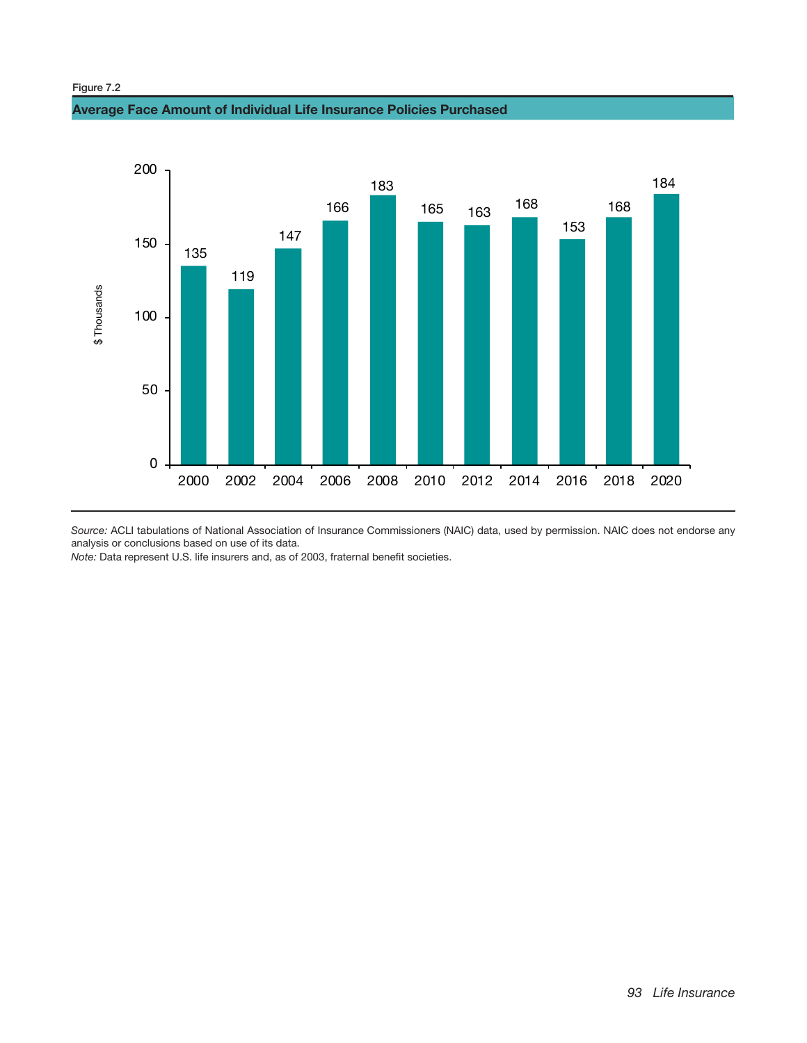Figure 7.2

**Average Face Amount of Individual Life Insurance Policies Purchased**

| Year | $ Thousands |
|---|---|
| 2000 | 135 |
| 2002 | 119 |
| 2004 | 147 |
| 2006 | 166 |
| 2008 | 183 |
| 2010 | 165 |
| 2012 | 163 |
| 2014 | 168 |
| 2016 | 153 |
| 2018 | 168 |
| 2020 | 184 |

*Source:* ACLI tabulations of National Association of Insurance Commissioners (NAIC) data, used by permission. NAIC does not endorse any analysis or conclusions based on use of its data.

*Note:* Data represent U.S. life insurers and, as of 2003, fraternal benefit societies.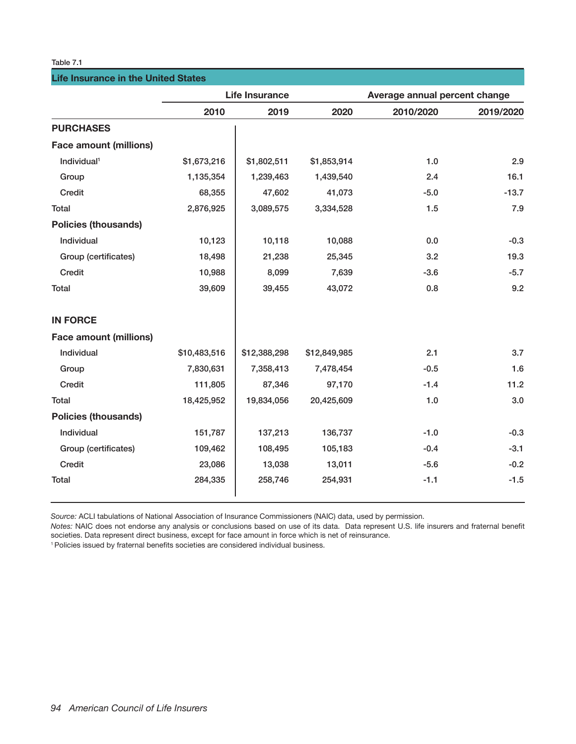Table 7.1

**Life Insurance in the United States**

| | Life Insurance | | | Average annual percent change | |
|---|---|---|---|---|---|
| | 2010 | 2019 | 2020 | 2010/2020 | 2019/2020 |
| **PURCHASES** | | | | | |
| **Face amount (millions)** | | | | | |
| Individual[1] | $1,673,216 | $1,802,511 | $1,853,914 | 1.0 | 2.9 |
| Group | 1,135,354 | 1,239,463 | 1,439,540 | 2.4 | 16.1 |
| Credit | 68,355 | 47,602 | 41,073 | -5.0 | -13.7 |
| Total | 2,876,925 | 3,089,575 | 3,334,528 | 1.5 | 7.9 |
| **Policies (thousands)** | | | | | |
| Individual | 10,123 | 10,118 | 10,088 | 0.0 | -0.3 |
| Group (certificates) | 18,498 | 21,238 | 25,345 | 3.2 | 19.3 |
| Credit | 10,988 | 8,099 | 7,639 | -3.6 | -5.7 |
| Total | 39,609 | 39,455 | 43,072 | 0.8 | 9.2 |
| **IN FORCE** | | | | | |
| **Face amount (millions)** | | | | | |
| Individual | $10,483,516 | $12,388,298 | $12,849,985 | 2.1 | 3.7 |
| Group | 7,830,631 | 7,358,413 | 7,478,454 | -0.5 | 1.6 |
| Credit | 111,805 | 87,346 | 97,170 | -1.4 | 11.2 |
| Total | 18,425,952 | 19,834,056 | 20,425,609 | 1.0 | 3.0 |
| **Policies (thousands)** | | | | | |
| Individual | 151,787 | 137,213 | 136,737 | -1.0 | -0.3 |
| Group (certificates) | 109,462 | 108,495 | 105,183 | -0.4 | -3.1 |
| Credit | 23,086 | 13,038 | 13,011 | -5.6 | -0.2 |
| Total | 284,335 | 258,746 | 254,931 | -1.1 | -1.5 |

*Source:* ACLI tabulations of National Association of Insurance Commissioners (NAIC) data, used by permission.

*Notes:* NAIC does not endorse any analysis or conclusions based on use of its data. Data represent U.S. life insurers and fraternal benefit societies. Data represent direct business, except for face amount in force which is net of reinsurance.

[1] Policies issued by fraternal benefits societies are considered individual business.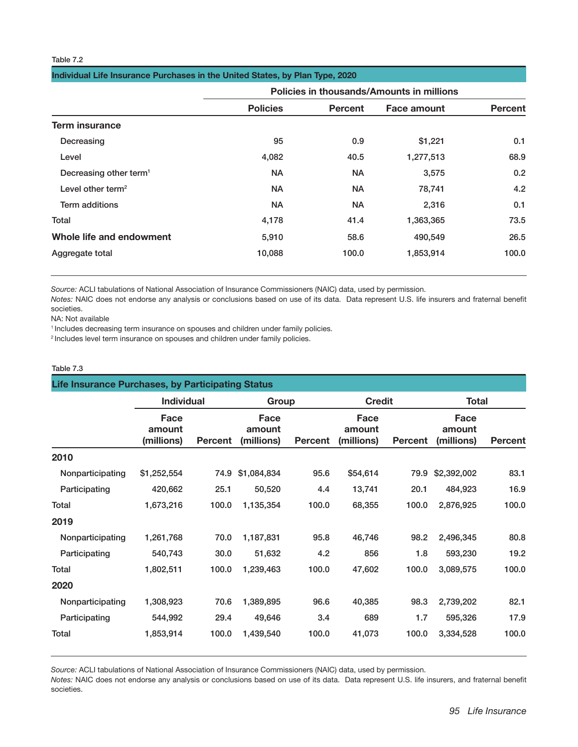Table 7.2

**Individual Life Insurance Purchases in the United States, by Plan Type, 2020**

| | Policies in thousands/Amounts in millions | | | |
|---|---|---|---|---|
| | Policies | Percent | Face amount | Percent |
| **Term insurance** | | | | |
| Decreasing | 95 | 0.9 | $1,221 | 0.1 |
| Level | 4,082 | 40.5 | 1,277,513 | 68.9 |
| Decreasing other term[1] | NA | NA | 3,575 | 0.2 |
| Level other term[2] | NA | NA | 78,741 | 4.2 |
| Term additions | NA | NA | 2,316 | 0.1 |
| Total | 4,178 | 41.4 | 1,363,365 | 73.5 |
| **Whole life and endowment** | 5,910 | 58.6 | 490,549 | 26.5 |
| Aggregate total | 10,088 | 100.0 | 1,853,914 | 100.0 |

*Source:* ACLI tabulations of National Association of Insurance Commissioners (NAIC) data, used by permission.
*Notes:* NAIC does not endorse any analysis or conclusions based on use of its data. Data represent U.S. life insurers and fraternal benefit societies.
NA: Not available
[1] Includes decreasing term insurance on spouses and children under family policies.
[2] Includes level term insurance on spouses and children under family policies.

Table 7.3

**Life Insurance Purchases, by Participating Status**

| | Individual | | Group | | Credit | | Total | |
|---|---|---|---|---|---|---|---|---|
| | Face amount (millions) | Percent | Face amount (millions) | Percent | Face amount (millions) | Percent | Face amount (millions) | Percent |
| **2010** | | | | | | | | |
| Nonparticipating | $1,252,554 | 74.9 | $1,084,834 | 95.6 | $54,614 | 79.9 | $2,392,002 | 83.1 |
| Participating | 420,662 | 25.1 | 50,520 | 4.4 | 13,741 | 20.1 | 484,923 | 16.9 |
| Total | 1,673,216 | 100.0 | 1,135,354 | 100.0 | 68,355 | 100.0 | 2,876,925 | 100.0 |
| **2019** | | | | | | | | |
| Nonparticipating | 1,261,768 | 70.0 | 1,187,831 | 95.8 | 46,746 | 98.2 | 2,496,345 | 80.8 |
| Participating | 540,743 | 30.0 | 51,632 | 4.2 | 856 | 1.8 | 593,230 | 19.2 |
| Total | 1,802,511 | 100.0 | 1,239,463 | 100.0 | 47,602 | 100.0 | 3,089,575 | 100.0 |
| **2020** | | | | | | | | |
| Nonparticipating | 1,308,923 | 70.6 | 1,389,895 | 96.6 | 40,385 | 98.3 | 2,739,202 | 82.1 |
| Participating | 544,992 | 29.4 | 49,646 | 3.4 | 689 | 1.7 | 595,326 | 17.9 |
| Total | 1,853,914 | 100.0 | 1,439,540 | 100.0 | 41,073 | 100.0 | 3,334,528 | 100.0 |

*Source:* ACLI tabulations of National Association of Insurance Commissioners (NAIC) data, used by permission.
*Notes:* NAIC does not endorse any analysis or conclusions based on use of its data. Data represent U.S. life insurers, and fraternal benefit societies.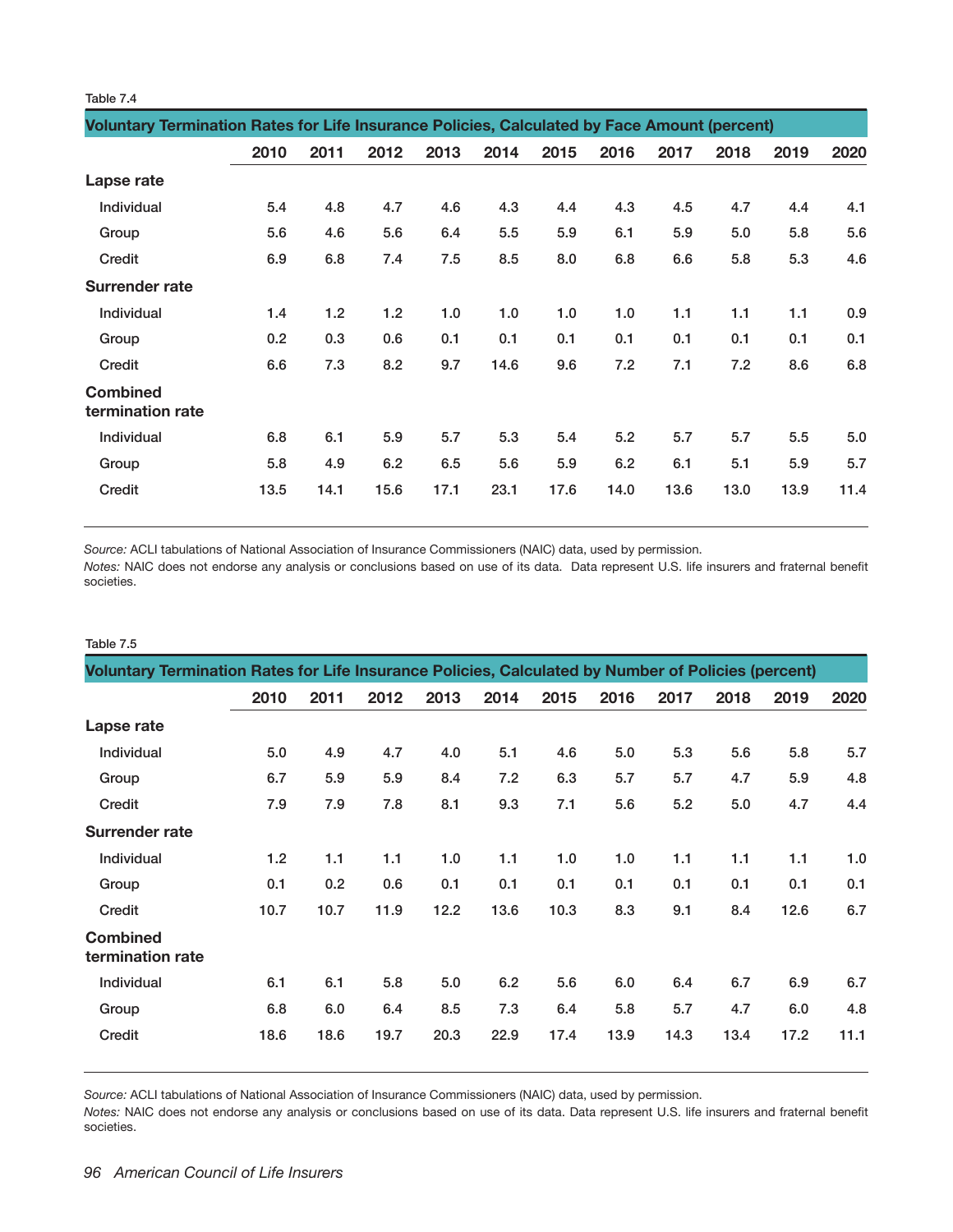Table 7.4

**Voluntary Termination Rates for Life Insurance Policies, Calculated by Face Amount (percent)**

| | 2010 | 2011 | 2012 | 2013 | 2014 | 2015 | 2016 | 2017 | 2018 | 2019 | 2020 |
|---|---|---|---|---|---|---|---|---|---|---|---|
| **Lapse rate** | | | | | | | | | | | |
| Individual | 5.4 | 4.8 | 4.7 | 4.6 | 4.3 | 4.4 | 4.3 | 4.5 | 4.7 | 4.4 | 4.1 |
| Group | 5.6 | 4.6 | 5.6 | 6.4 | 5.5 | 5.9 | 6.1 | 5.9 | 5.0 | 5.8 | 5.6 |
| Credit | 6.9 | 6.8 | 7.4 | 7.5 | 8.5 | 8.0 | 6.8 | 6.6 | 5.8 | 5.3 | 4.6 |
| **Surrender rate** | | | | | | | | | | | |
| Individual | 1.4 | 1.2 | 1.2 | 1.0 | 1.0 | 1.0 | 1.0 | 1.1 | 1.1 | 1.1 | 0.9 |
| Group | 0.2 | 0.3 | 0.6 | 0.1 | 0.1 | 0.1 | 0.1 | 0.1 | 0.1 | 0.1 | 0.1 |
| Credit | 6.6 | 7.3 | 8.2 | 9.7 | 14.6 | 9.6 | 7.2 | 7.1 | 7.2 | 8.6 | 6.8 |
| **Combined termination rate** | | | | | | | | | | | |
| Individual | 6.8 | 6.1 | 5.9 | 5.7 | 5.3 | 5.4 | 5.2 | 5.7 | 5.7 | 5.5 | 5.0 |
| Group | 5.8 | 4.9 | 6.2 | 6.5 | 5.6 | 5.9 | 6.2 | 6.1 | 5.1 | 5.9 | 5.7 |
| Credit | 13.5 | 14.1 | 15.6 | 17.1 | 23.1 | 17.6 | 14.0 | 13.6 | 13.0 | 13.9 | 11.4 |

*Source:* ACLI tabulations of National Association of Insurance Commissioners (NAIC) data, used by permission.

*Notes:* NAIC does not endorse any analysis or conclusions based on use of its data. Data represent U.S. life insurers and fraternal benefit societies.

Table 7.5

**Voluntary Termination Rates for Life Insurance Policies, Calculated by Number of Policies (percent)**

| | 2010 | 2011 | 2012 | 2013 | 2014 | 2015 | 2016 | 2017 | 2018 | 2019 | 2020 |
|---|---|---|---|---|---|---|---|---|---|---|---|
| **Lapse rate** | | | | | | | | | | | |
| Individual | 5.0 | 4.9 | 4.7 | 4.0 | 5.1 | 4.6 | 5.0 | 5.3 | 5.6 | 5.8 | 5.7 |
| Group | 6.7 | 5.9 | 5.9 | 8.4 | 7.2 | 6.3 | 5.7 | 5.7 | 4.7 | 5.9 | 4.8 |
| Credit | 7.9 | 7.9 | 7.8 | 8.1 | 9.3 | 7.1 | 5.6 | 5.2 | 5.0 | 4.7 | 4.4 |
| **Surrender rate** | | | | | | | | | | | |
| Individual | 1.2 | 1.1 | 1.1 | 1.0 | 1.1 | 1.0 | 1.0 | 1.1 | 1.1 | 1.1 | 1.0 |
| Group | 0.1 | 0.2 | 0.6 | 0.1 | 0.1 | 0.1 | 0.1 | 0.1 | 0.1 | 0.1 | 0.1 |
| Credit | 10.7 | 10.7 | 11.9 | 12.2 | 13.6 | 10.3 | 8.3 | 9.1 | 8.4 | 12.6 | 6.7 |
| **Combined termination rate** | | | | | | | | | | | |
| Individual | 6.1 | 6.1 | 5.8 | 5.0 | 6.2 | 5.6 | 6.0 | 6.4 | 6.7 | 6.9 | 6.7 |
| Group | 6.8 | 6.0 | 6.4 | 8.5 | 7.3 | 6.4 | 5.8 | 5.7 | 4.7 | 6.0 | 4.8 |
| Credit | 18.6 | 18.6 | 19.7 | 20.3 | 22.9 | 17.4 | 13.9 | 14.3 | 13.4 | 17.2 | 11.1 |

*Source:* ACLI tabulations of National Association of Insurance Commissioners (NAIC) data, used by permission.

*Notes:* NAIC does not endorse any analysis or conclusions based on use of its data. Data represent U.S. life insurers and fraternal benefit societies.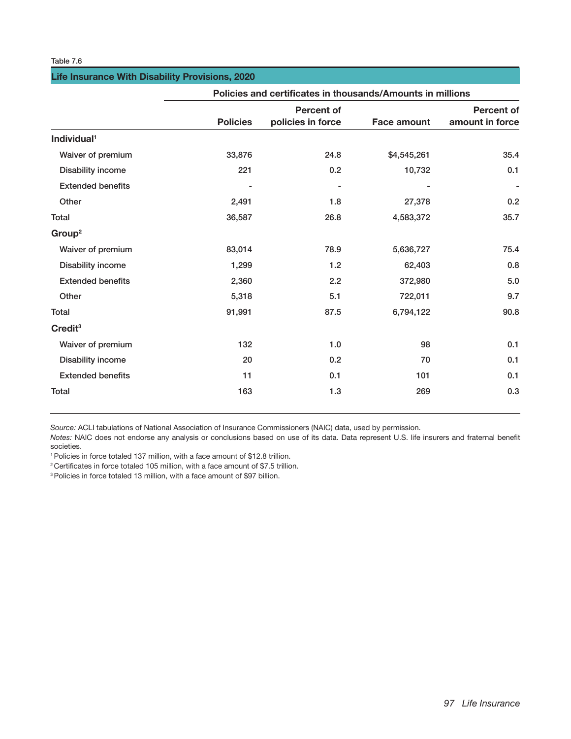Table 7.6

## Life Insurance With Disability Provisions, 2020

| | Policies and certificates in thousands/Amounts in millions | | | |
|---|---|---|---|---|
| | Policies | Percent of policies in force | Face amount | Percent of amount in force |
| **Individual**[1] | | | | |
| Waiver of premium | 33,876 | 24.8 | $4,545,261 | 35.4 |
| Disability income | 221 | 0.2 | 10,732 | 0.1 |
| Extended benefits | - | - | - | - |
| Other | 2,491 | 1.8 | 27,378 | 0.2 |
| Total | 36,587 | 26.8 | 4,583,372 | 35.7 |
| **Group**[2] | | | | |
| Waiver of premium | 83,014 | 78.9 | 5,636,727 | 75.4 |
| Disability income | 1,299 | 1.2 | 62,403 | 0.8 |
| Extended benefits | 2,360 | 2.2 | 372,980 | 5.0 |
| Other | 5,318 | 5.1 | 722,011 | 9.7 |
| Total | 91,991 | 87.5 | 6,794,122 | 90.8 |
| **Credit**[3] | | | | |
| Waiver of premium | 132 | 1.0 | 98 | 0.1 |
| Disability income | 20 | 0.2 | 70 | 0.1 |
| Extended benefits | 11 | 0.1 | 101 | 0.1 |
| Total | 163 | 1.3 | 269 | 0.3 |

*Source:* ACLI tabulations of National Association of Insurance Commissioners (NAIC) data, used by permission.

*Notes:* NAIC does not endorse any analysis or conclusions based on use of its data. Data represent U.S. life insurers and fraternal benefit societies.

[1] Policies in force totaled 137 million, with a face amount of $12.8 trillion.

[2] Certificates in force totaled 105 million, with a face amount of $7.5 trillion.

[3] Policies in force totaled 13 million, with a face amount of $97 billion.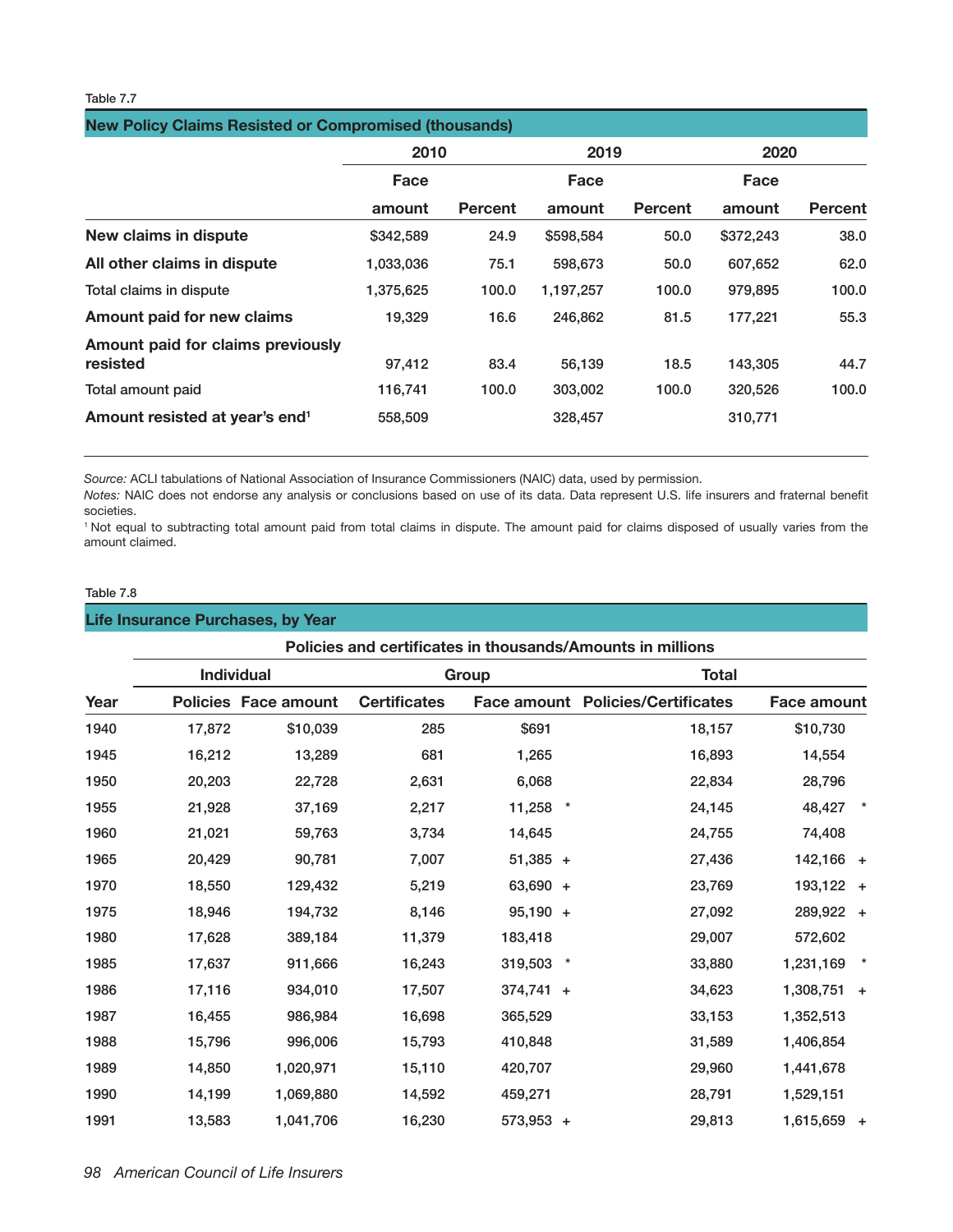Table 7.7

**New Policy Claims Resisted or Compromised (thousands)**

| | 2010 | | 2019 | | 2020 | |
|---|---|---|---|---|---|---|
| | Face amount | Percent | Face amount | Percent | Face amount | Percent |
| **New claims in dispute** | $342,589 | 24.9 | $598,584 | 50.0 | $372,243 | 38.0 |
| **All other claims in dispute** | 1,033,036 | 75.1 | 598,673 | 50.0 | 607,652 | 62.0 |
| Total claims in dispute | 1,375,625 | 100.0 | 1,197,257 | 100.0 | 979,895 | 100.0 |
| **Amount paid for new claims** | 19,329 | 16.6 | 246,862 | 81.5 | 177,221 | 55.3 |
| **Amount paid for claims previously resisted** | 97,412 | 83.4 | 56,139 | 18.5 | 143,305 | 44.7 |
| Total amount paid | 116,741 | 100.0 | 303,002 | 100.0 | 320,526 | 100.0 |
| **Amount resisted at year's end[1]** | 558,509 | | 328,457 | | 310,771 | |

*Source:* ACLI tabulations of National Association of Insurance Commissioners (NAIC) data, used by permission.

*Notes:* NAIC does not endorse any analysis or conclusions based on use of its data. Data represent U.S. life insurers and fraternal benefit societies.

[1] Not equal to subtracting total amount paid from total claims in dispute. The amount paid for claims disposed of usually varies from the amount claimed.

Table 7.8

**Life Insurance Purchases, by Year**

| | Policies and certificates in thousands/Amounts in millions | | | | | |
|---|---|---|---|---|---|---|
| | Individual | | Group | | Total | |
| Year | Policies | Face amount | Certificates | Face amount | Policies/Certificates | Face amount |
| 1940 | 17,872 | $10,039 | 285 | $691 | 18,157 | $10,730 |
| 1945 | 16,212 | 13,289 | 681 | 1,265 | 16,893 | 14,554 |
| 1950 | 20,203 | 22,728 | 2,631 | 6,068 | 22,834 | 28,796 |
| 1955 | 21,928 | 37,169 | 2,217 | 11,258 * | 24,145 | 48,427 * |
| 1960 | 21,021 | 59,763 | 3,734 | 14,645 | 24,755 | 74,408 |
| 1965 | 20,429 | 90,781 | 7,007 | 51,385 + | 27,436 | 142,166 + |
| 1970 | 18,550 | 129,432 | 5,219 | 63,690 + | 23,769 | 193,122 + |
| 1975 | 18,946 | 194,732 | 8,146 | 95,190 + | 27,092 | 289,922 + |
| 1980 | 17,628 | 389,184 | 11,379 | 183,418 | 29,007 | 572,602 |
| 1985 | 17,637 | 911,666 | 16,243 | 319,503 * | 33,880 | 1,231,169 * |
| 1986 | 17,116 | 934,010 | 17,507 | 374,741 + | 34,623 | 1,308,751 + |
| 1987 | 16,455 | 986,984 | 16,698 | 365,529 | 33,153 | 1,352,513 |
| 1988 | 15,796 | 996,006 | 15,793 | 410,848 | 31,589 | 1,406,854 |
| 1989 | 14,850 | 1,020,971 | 15,110 | 420,707 | 29,960 | 1,441,678 |
| 1990 | 14,199 | 1,069,880 | 14,592 | 459,271 | 28,791 | 1,529,151 |
| 1991 | 13,583 | 1,041,706 | 16,230 | 573,953 + | 29,813 | 1,615,659 + |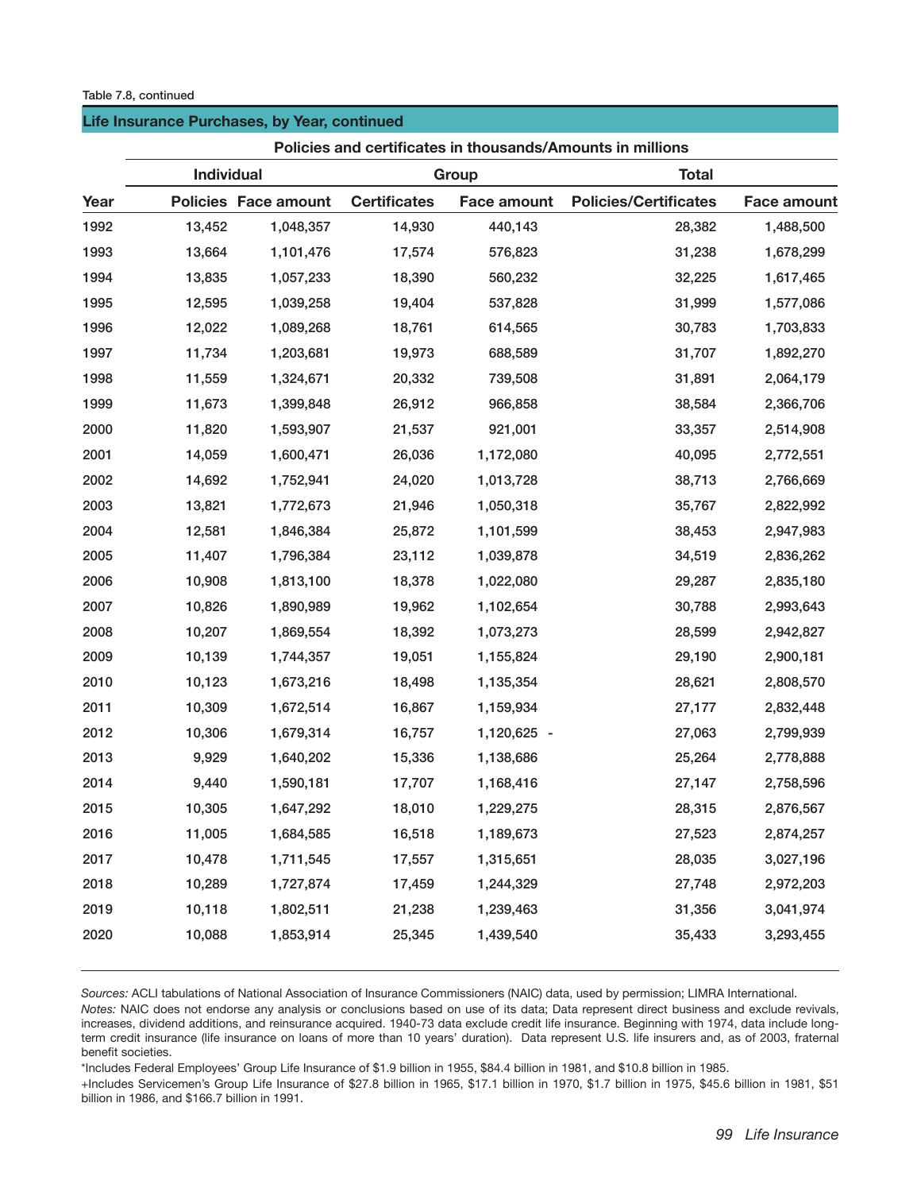Table 7.8, continued

## Life Insurance Purchases, by Year, continued

| | Policies and certificates in thousands/Amounts in millions | | | | | |
|---|---|---|---|---|---|---|
| | Individual | | Group | | Total | |
| Year | Policies | Face amount | Certificates | Face amount | Policies/Certificates | Face amount |
| 1992 | 13,452 | 1,048,357 | 14,930 | 440,143 | 28,382 | 1,488,500 |
| 1993 | 13,664 | 1,101,476 | 17,574 | 576,823 | 31,238 | 1,678,299 |
| 1994 | 13,835 | 1,057,233 | 18,390 | 560,232 | 32,225 | 1,617,465 |
| 1995 | 12,595 | 1,039,258 | 19,404 | 537,828 | 31,999 | 1,577,086 |
| 1996 | 12,022 | 1,089,268 | 18,761 | 614,565 | 30,783 | 1,703,833 |
| 1997 | 11,734 | 1,203,681 | 19,973 | 688,589 | 31,707 | 1,892,270 |
| 1998 | 11,559 | 1,324,671 | 20,332 | 739,508 | 31,891 | 2,064,179 |
| 1999 | 11,673 | 1,399,848 | 26,912 | 966,858 | 38,584 | 2,366,706 |
| 2000 | 11,820 | 1,593,907 | 21,537 | 921,001 | 33,357 | 2,514,908 |
| 2001 | 14,059 | 1,600,471 | 26,036 | 1,172,080 | 40,095 | 2,772,551 |
| 2002 | 14,692 | 1,752,941 | 24,020 | 1,013,728 | 38,713 | 2,766,669 |
| 2003 | 13,821 | 1,772,673 | 21,946 | 1,050,318 | 35,767 | 2,822,992 |
| 2004 | 12,581 | 1,846,384 | 25,872 | 1,101,599 | 38,453 | 2,947,983 |
| 2005 | 11,407 | 1,796,384 | 23,112 | 1,039,878 | 34,519 | 2,836,262 |
| 2006 | 10,908 | 1,813,100 | 18,378 | 1,022,080 | 29,287 | 2,835,180 |
| 2007 | 10,826 | 1,890,989 | 19,962 | 1,102,654 | 30,788 | 2,993,643 |
| 2008 | 10,207 | 1,869,554 | 18,392 | 1,073,273 | 28,599 | 2,942,827 |
| 2009 | 10,139 | 1,744,357 | 19,051 | 1,155,824 | 29,190 | 2,900,181 |
| 2010 | 10,123 | 1,673,216 | 18,498 | 1,135,354 | 28,621 | 2,808,570 |
| 2011 | 10,309 | 1,672,514 | 16,867 | 1,159,934 | 27,177 | 2,832,448 |
| 2012 | 10,306 | 1,679,314 | 16,757 | 1,120,625 - | 27,063 | 2,799,939 |
| 2013 | 9,929 | 1,640,202 | 15,336 | 1,138,686 | 25,264 | 2,778,888 |
| 2014 | 9,440 | 1,590,181 | 17,707 | 1,168,416 | 27,147 | 2,758,596 |
| 2015 | 10,305 | 1,647,292 | 18,010 | 1,229,275 | 28,315 | 2,876,567 |
| 2016 | 11,005 | 1,684,585 | 16,518 | 1,189,673 | 27,523 | 2,874,257 |
| 2017 | 10,478 | 1,711,545 | 17,557 | 1,315,651 | 28,035 | 3,027,196 |
| 2018 | 10,289 | 1,727,874 | 17,459 | 1,244,329 | 27,748 | 2,972,203 |
| 2019 | 10,118 | 1,802,511 | 21,238 | 1,239,463 | 31,356 | 3,041,974 |
| 2020 | 10,088 | 1,853,914 | 25,345 | 1,439,540 | 35,433 | 3,293,455 |

*Sources:* ACLI tabulations of National Association of Insurance Commissioners (NAIC) data, used by permission; LIMRA International.

*Notes:* NAIC does not endorse any analysis or conclusions based on use of its data; Data represent direct business and exclude revivals, increases, dividend additions, and reinsurance acquired. 1940-73 data exclude credit life insurance. Beginning with 1974, data include long-term credit insurance (life insurance on loans of more than 10 years' duration). Data represent U.S. life insurers and, as of 2003, fraternal benefit societies.

*Includes Federal Employees' Group Life Insurance of $1.9 billion in 1955, $84.4 billion in 1981, and $10.8 billion in 1985.

+Includes Servicemen's Group Life Insurance of $27.8 billion in 1965, $17.1 billion in 1970, $1.7 billion in 1975, $45.6 billion in 1981, $51 billion in 1986, and $166.7 billion in 1991.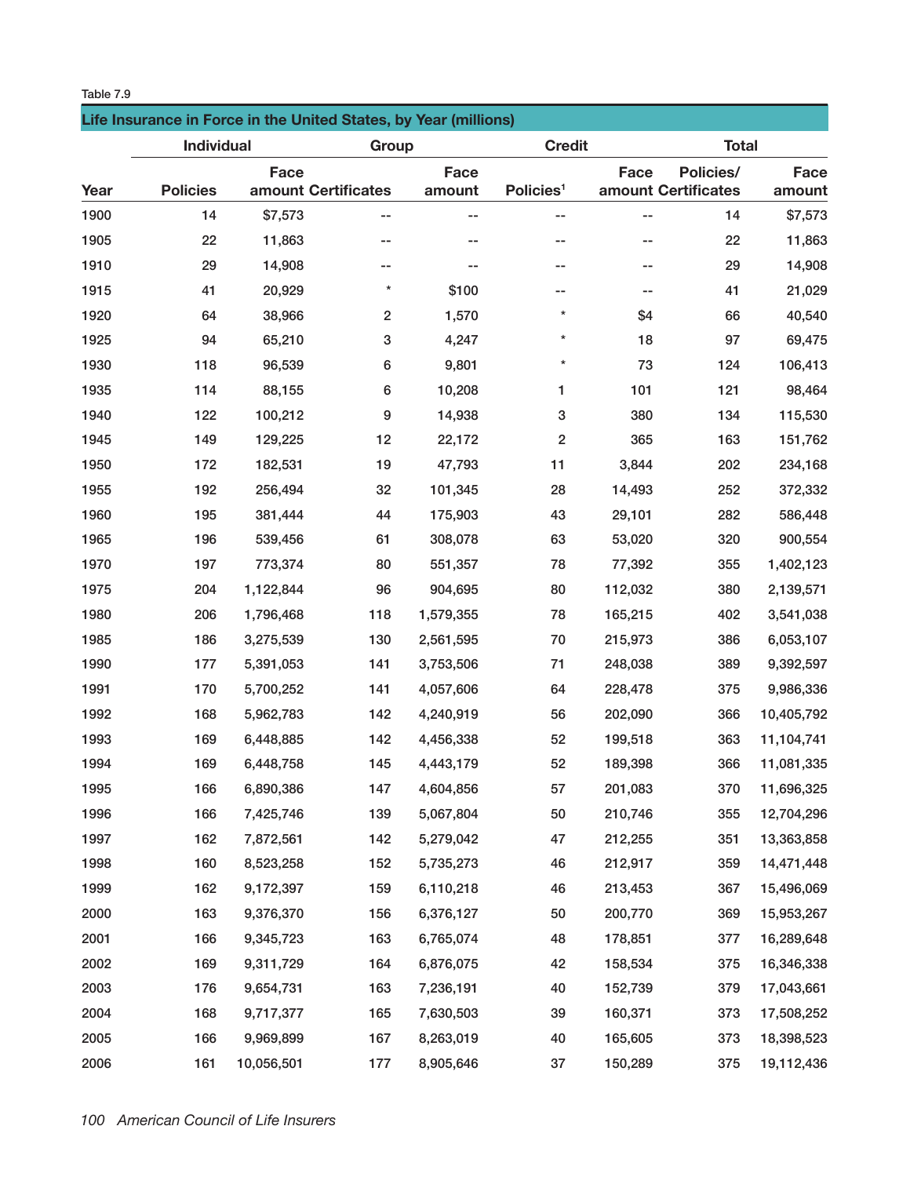Table 7.9

## Life Insurance in Force in the United States, by Year (millions)

| | Individual | | Group | | Credit | | Total | |
|---|---|---|---|---|---|---|---|---|
| Year | Policies | Face amount | Certificates | Face amount | Policies[1] | Face amount | Policies/ Certificates | Face amount |
| 1900 | 14 | $7,573 | -- | -- | -- | -- | 14 | $7,573 |
| 1905 | 22 | 11,863 | -- | -- | -- | -- | 22 | 11,863 |
| 1910 | 29 | 14,908 | -- | -- | -- | -- | 29 | 14,908 |
| 1915 | 41 | 20,929 | * | $100 | -- | -- | 41 | 21,029 |
| 1920 | 64 | 38,966 | 2 | 1,570 | * | $4 | 66 | 40,540 |
| 1925 | 94 | 65,210 | 3 | 4,247 | * | 18 | 97 | 69,475 |
| 1930 | 118 | 96,539 | 6 | 9,801 | * | 73 | 124 | 106,413 |
| 1935 | 114 | 88,155 | 6 | 10,208 | 1 | 101 | 121 | 98,464 |
| 1940 | 122 | 100,212 | 9 | 14,938 | 3 | 380 | 134 | 115,530 |
| 1945 | 149 | 129,225 | 12 | 22,172 | 2 | 365 | 163 | 151,762 |
| 1950 | 172 | 182,531 | 19 | 47,793 | 11 | 3,844 | 202 | 234,168 |
| 1955 | 192 | 256,494 | 32 | 101,345 | 28 | 14,493 | 252 | 372,332 |
| 1960 | 195 | 381,444 | 44 | 175,903 | 43 | 29,101 | 282 | 586,448 |
| 1965 | 196 | 539,456 | 61 | 308,078 | 63 | 53,020 | 320 | 900,554 |
| 1970 | 197 | 773,374 | 80 | 551,357 | 78 | 77,392 | 355 | 1,402,123 |
| 1975 | 204 | 1,122,844 | 96 | 904,695 | 80 | 112,032 | 380 | 2,139,571 |
| 1980 | 206 | 1,796,468 | 118 | 1,579,355 | 78 | 165,215 | 402 | 3,541,038 |
| 1985 | 186 | 3,275,539 | 130 | 2,561,595 | 70 | 215,973 | 386 | 6,053,107 |
| 1990 | 177 | 5,391,053 | 141 | 3,753,506 | 71 | 248,038 | 389 | 9,392,597 |
| 1991 | 170 | 5,700,252 | 141 | 4,057,606 | 64 | 228,478 | 375 | 9,986,336 |
| 1992 | 168 | 5,962,783 | 142 | 4,240,919 | 56 | 202,090 | 366 | 10,405,792 |
| 1993 | 169 | 6,448,885 | 142 | 4,456,338 | 52 | 199,518 | 363 | 11,104,741 |
| 1994 | 169 | 6,448,758 | 145 | 4,443,179 | 52 | 189,398 | 366 | 11,081,335 |
| 1995 | 166 | 6,890,386 | 147 | 4,604,856 | 57 | 201,083 | 370 | 11,696,325 |
| 1996 | 166 | 7,425,746 | 139 | 5,067,804 | 50 | 210,746 | 355 | 12,704,296 |
| 1997 | 162 | 7,872,561 | 142 | 5,279,042 | 47 | 212,255 | 351 | 13,363,858 |
| 1998 | 160 | 8,523,258 | 152 | 5,735,273 | 46 | 212,917 | 359 | 14,471,448 |
| 1999 | 162 | 9,172,397 | 159 | 6,110,218 | 46 | 213,453 | 367 | 15,496,069 |
| 2000 | 163 | 9,376,370 | 156 | 6,376,127 | 50 | 200,770 | 369 | 15,953,267 |
| 2001 | 166 | 9,345,723 | 163 | 6,765,074 | 48 | 178,851 | 377 | 16,289,648 |
| 2002 | 169 | 9,311,729 | 164 | 6,876,075 | 42 | 158,534 | 375 | 16,346,338 |
| 2003 | 176 | 9,654,731 | 163 | 7,236,191 | 40 | 152,739 | 379 | 17,043,661 |
| 2004 | 168 | 9,717,377 | 165 | 7,630,503 | 39 | 160,371 | 373 | 17,508,252 |
| 2005 | 166 | 9,969,899 | 167 | 8,263,019 | 40 | 165,605 | 373 | 18,398,523 |
| 2006 | 161 | 10,056,501 | 177 | 8,905,646 | 37 | 150,289 | 375 | 19,112,436 |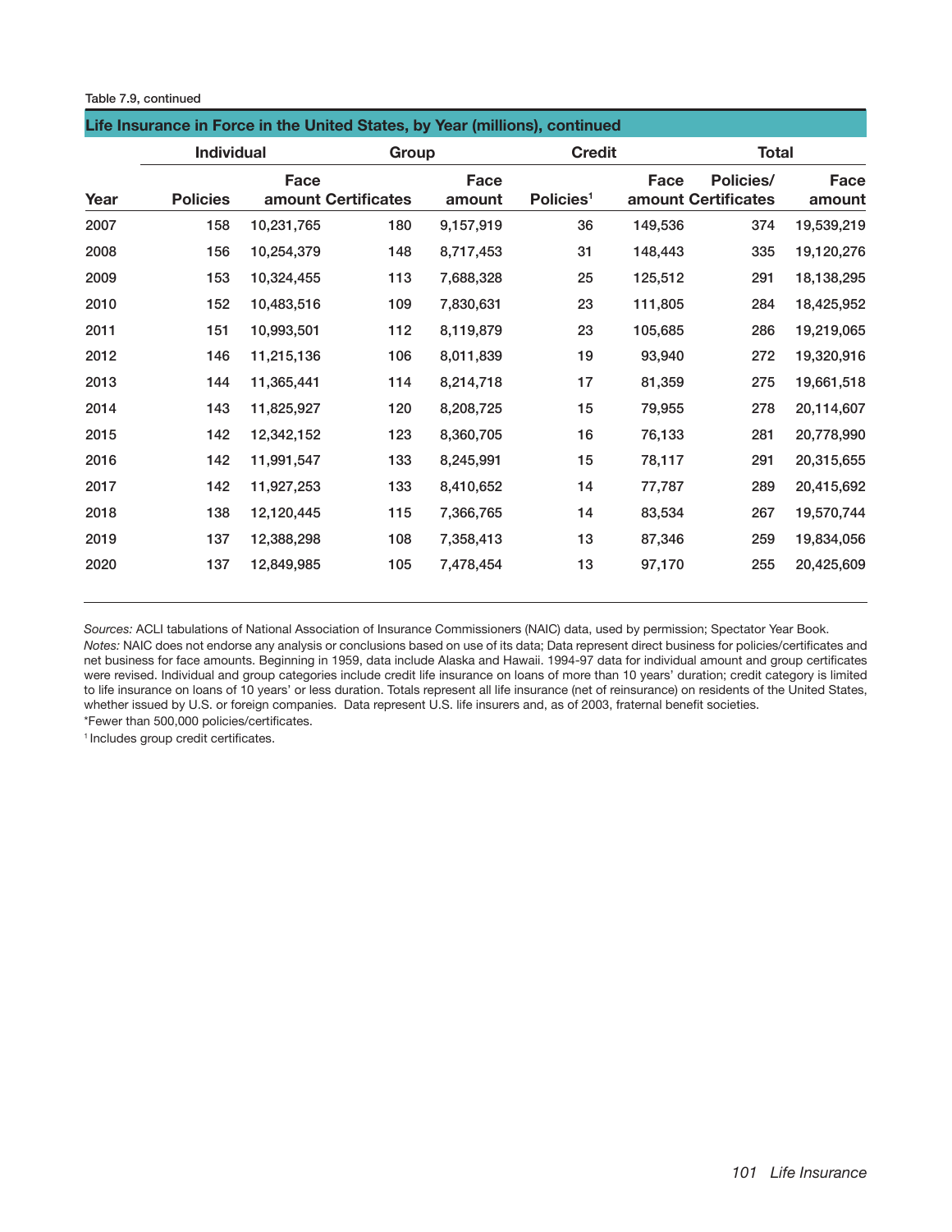Table 7.9, continued

| Life Insurance in Force in the United States, by Year (millions), continued | | | | | | | | |
|---|---|---|---|---|---|---|---|---|
| | Individual | | Group | | Credit | | Total | |
| Year | Policies | Face amount | Certificates | Face amount | Policies[1] | Face amount | Policies/ Certificates | Face amount |
| 2007 | 158 | 10,231,765 | 180 | 9,157,919 | 36 | 149,536 | 374 | 19,539,219 |
| 2008 | 156 | 10,254,379 | 148 | 8,717,453 | 31 | 148,443 | 335 | 19,120,276 |
| 2009 | 153 | 10,324,455 | 113 | 7,688,328 | 25 | 125,512 | 291 | 18,138,295 |
| 2010 | 152 | 10,483,516 | 109 | 7,830,631 | 23 | 111,805 | 284 | 18,425,952 |
| 2011 | 151 | 10,993,501 | 112 | 8,119,879 | 23 | 105,685 | 286 | 19,219,065 |
| 2012 | 146 | 11,215,136 | 106 | 8,011,839 | 19 | 93,940 | 272 | 19,320,916 |
| 2013 | 144 | 11,365,441 | 114 | 8,214,718 | 17 | 81,359 | 275 | 19,661,518 |
| 2014 | 143 | 11,825,927 | 120 | 8,208,725 | 15 | 79,955 | 278 | 20,114,607 |
| 2015 | 142 | 12,342,152 | 123 | 8,360,705 | 16 | 76,133 | 281 | 20,778,990 |
| 2016 | 142 | 11,991,547 | 133 | 8,245,991 | 15 | 78,117 | 291 | 20,315,655 |
| 2017 | 142 | 11,927,253 | 133 | 8,410,652 | 14 | 77,787 | 289 | 20,415,692 |
| 2018 | 138 | 12,120,445 | 115 | 7,366,765 | 14 | 83,534 | 267 | 19,570,744 |
| 2019 | 137 | 12,388,298 | 108 | 7,358,413 | 13 | 87,346 | 259 | 19,834,056 |
| 2020 | 137 | 12,849,985 | 105 | 7,478,454 | 13 | 97,170 | 255 | 20,425,609 |

*Sources:* ACLI tabulations of National Association of Insurance Commissioners (NAIC) data, used by permission; Spectator Year Book.

*Notes:* NAIC does not endorse any analysis or conclusions based on use of its data; Data represent direct business for policies/certificates and net business for face amounts. Beginning in 1959, data include Alaska and Hawaii. 1994-97 data for individual amount and group certificates were revised. Individual and group categories include credit life insurance on loans of more than 10 years' duration; credit category is limited to life insurance on loans of 10 years' or less duration. Totals represent all life insurance (net of reinsurance) on residents of the United States, whether issued by U.S. or foreign companies. Data represent U.S. life insurers and, as of 2003, fraternal benefit societies.

*Fewer than 500,000 policies/certificates.

[1] Includes group credit certificates.